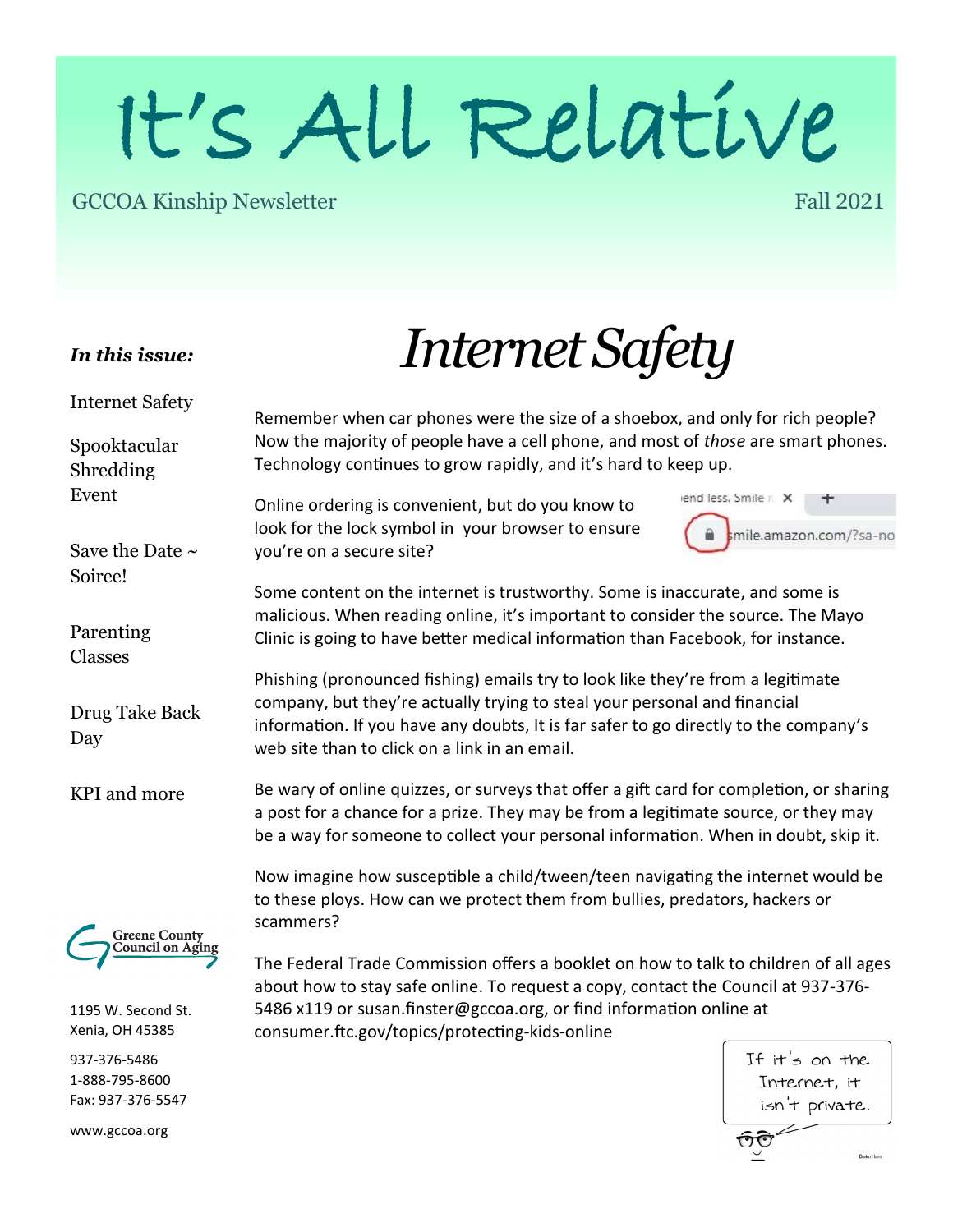# It's All Relative

GCCOA Kinship Newsletter — Fall 2021

***In this issue:***

- Internet Safety
- Spooktacular Shredding Event
- Save the Date ~ Soiree!
- Parenting Classes
- Drug Take Back Day
- KPI and more

Greene County Council on Aging

1195 W. Second St.
Xenia, OH 45385

937-376-5486
1-888-795-8600
Fax: 937-376-5547

www.gccoa.org

## *Internet Safety*

Remember when car phones were the size of a shoebox, and only for rich people? Now the majority of people have a cell phone, and most of *those* are smart phones. Technology continues to grow rapidly, and it's hard to keep up.

Online ordering is convenient, but do you know to look for the lock symbol in your browser to ensure you're on a secure site?

Some content on the internet is trustworthy. Some is inaccurate, and some is malicious. When reading online, it's important to consider the source. The Mayo Clinic is going to have better medical information than Facebook, for instance.

Phishing (pronounced fishing) emails try to look like they're from a legitimate company, but they're actually trying to steal your personal and financial information. If you have any doubts, It is far safer to go directly to the company's web site than to click on a link in an email.

Be wary of online quizzes, or surveys that offer a gift card for completion, or sharing a post for a chance for a prize. They may be from a legitimate source, or they may be a way for someone to collect your personal information. When in doubt, skip it.

Now imagine how susceptible a child/tween/teen navigating the internet would be to these ploys. How can we protect them from bullies, predators, hackers or scammers?

The Federal Trade Commission offers a booklet on how to talk to children of all ages about how to stay safe online. To request a copy, contact the Council at 937-376-5486 x119 or susan.finster@gccoa.org, or find information online at consumer.ftc.gov/topics/protecting-kids-online

If it's on the Internet, it isn't private.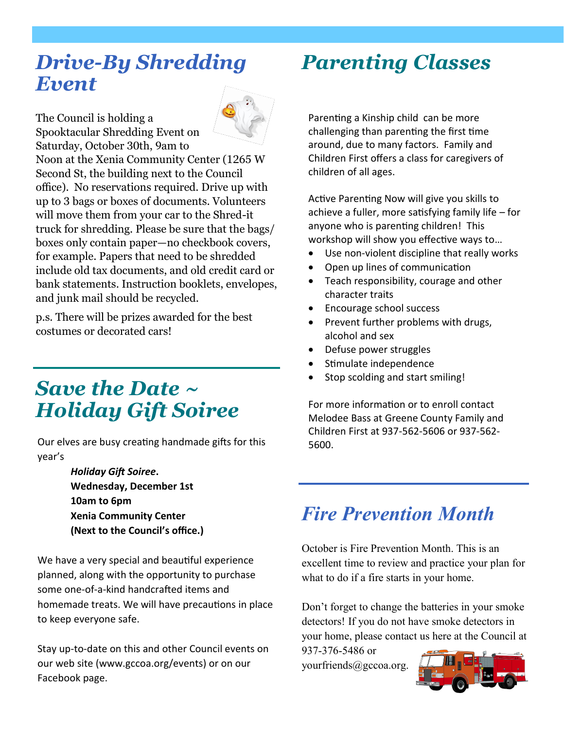## *Drive-By Shredding Event*

The Council is holding a Spooktacular Shredding Event on Saturday, October 30th, 9am to Noon at the Xenia Community Center (1265 W Second St, the building next to the Council office). No reservations required. Drive up with up to 3 bags or boxes of documents. Volunteers will move them from your car to the Shred-it truck for shredding. Please be sure that the bags/ boxes only contain paper—no checkbook covers, for example. Papers that need to be shredded include old tax documents, and old credit card or bank statements. Instruction booklets, envelopes, and junk mail should be recycled.

p.s. There will be prizes awarded for the best costumes or decorated cars!

## *Save the Date ~ Holiday Gift Soiree*

Our elves are busy creating handmade gifts for this year's

> ***Holiday Gift Soiree*.**
> **Wednesday, December 1st**
> **10am to 6pm**
> **Xenia Community Center**
> **(Next to the Council's office.)**

We have a very special and beautiful experience planned, along with the opportunity to purchase some one-of-a-kind handcrafted items and homemade treats. We will have precautions in place to keep everyone safe.

Stay up-to-date on this and other Council events on our web site (www.gccoa.org/events) or on our Facebook page.

## *Parenting Classes*

Parenting a Kinship child can be more challenging than parenting the first time around, due to many factors. Family and Children First offers a class for caregivers of children of all ages.

Active Parenting Now will give you skills to achieve a fuller, more satisfying family life – for anyone who is parenting children! This workshop will show you effective ways to…

- Use non-violent discipline that really works
- Open up lines of communication
- Teach responsibility, courage and other character traits
- Encourage school success
- Prevent further problems with drugs, alcohol and sex
- Defuse power struggles
- Stimulate independence
- Stop scolding and start smiling!

For more information or to enroll contact Melodee Bass at Greene County Family and Children First at 937-562-5606 or 937-562-5600.

## *Fire Prevention Month*

October is Fire Prevention Month. This is an excellent time to review and practice your plan for what to do if a fire starts in your home.

Don't forget to change the batteries in your smoke detectors! If you do not have smoke detectors in your home, please contact us here at the Council at 937-376-5486 or yourfriends@gccoa.org.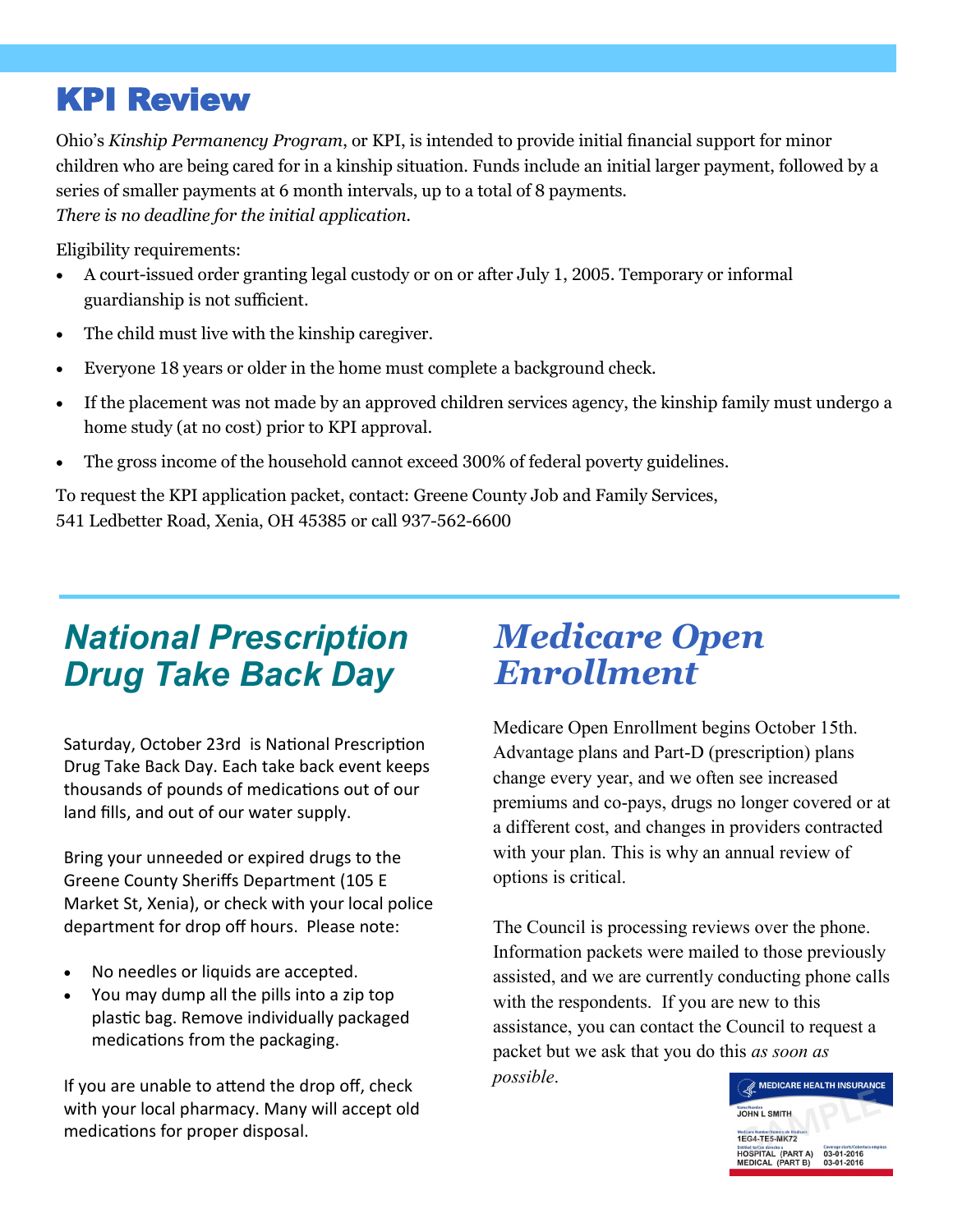## KPI Review

Ohio's *Kinship Permanency Program*, or KPI, is intended to provide initial financial support for minor children who are being cared for in a kinship situation. Funds include an initial larger payment, followed by a series of smaller payments at 6 month intervals, up to a total of 8 payments.
*There is no deadline for the initial application.*

Eligibility requirements:

- A court-issued order granting legal custody or on or after July 1, 2005. Temporary or informal guardianship is not sufficient.
- The child must live with the kinship caregiver.
- Everyone 18 years or older in the home must complete a background check.
- If the placement was not made by an approved children services agency, the kinship family must undergo a home study (at no cost) prior to KPI approval.
- The gross income of the household cannot exceed 300% of federal poverty guidelines.

To request the KPI application packet, contact: Greene County Job and Family Services, 541 Ledbetter Road, Xenia, OH 45385 or call 937-562-6600

## National Prescription Drug Take Back Day

Saturday, October 23rd is National Prescription Drug Take Back Day. Each take back event keeps thousands of pounds of medications out of our land fills, and out of our water supply.

Bring your unneeded or expired drugs to the Greene County Sheriffs Department (105 E Market St, Xenia), or check with your local police department for drop off hours. Please note:

- No needles or liquids are accepted.
- You may dump all the pills into a zip top plastic bag. Remove individually packaged medications from the packaging.

If you are unable to attend the drop off, check with your local pharmacy. Many will accept old medications for proper disposal.

## Medicare Open Enrollment

Medicare Open Enrollment begins October 15th. Advantage plans and Part-D (prescription) plans change every year, and we often see increased premiums and co-pays, drugs no longer covered or at a different cost, and changes in providers contracted with your plan. This is why an annual review of options is critical.

The Council is processing reviews over the phone. Information packets were mailed to those previously assisted, and we are currently conducting phone calls with the respondents. If you are new to this assistance, you can contact the Council to request a packet but we ask that you do this *as soon as possible*.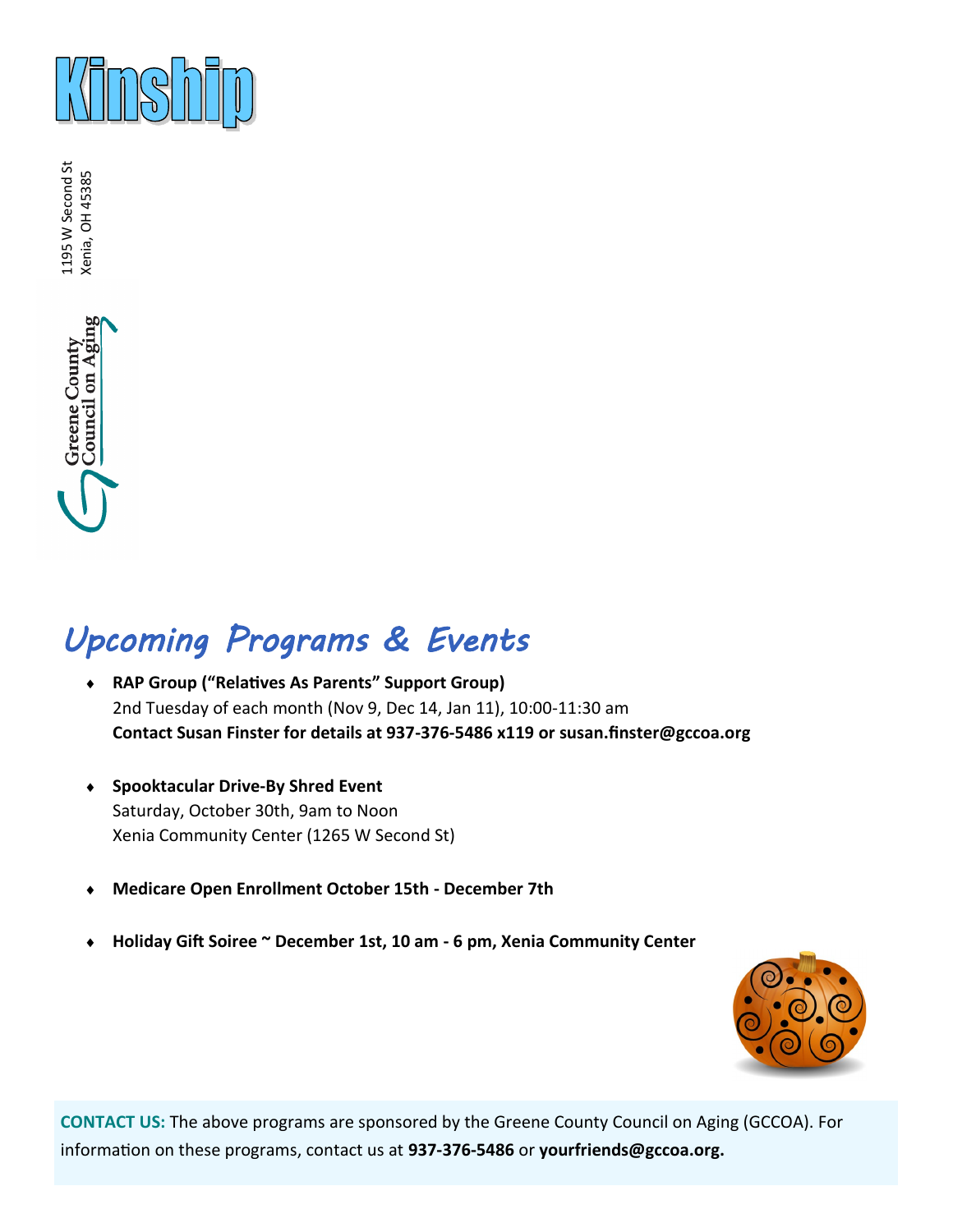# Kinship

1195 W Second St
Xenia, OH 45385

Greene County Council on Aging

## *Upcoming Programs & Events*

- **RAP Group ("Relatives As Parents" Support Group)**
  2nd Tuesday of each month (Nov 9, Dec 14, Jan 11), 10:00-11:30 am
  **Contact Susan Finster for details at 937-376-5486 x119 or susan.finster@gccoa.org**

- **Spooktacular Drive-By Shred Event**
  Saturday, October 30th, 9am to Noon
  Xenia Community Center (1265 W Second St)

- **Medicare Open Enrollment October 15th - December 7th**

- **Holiday Gift Soiree ~ December 1st, 10 am - 6 pm, Xenia Community Center**

**CONTACT US:** The above programs are sponsored by the Greene County Council on Aging (GCCOA). For information on these programs, contact us at **937-376-5486** or **yourfriends@gccoa.org.**